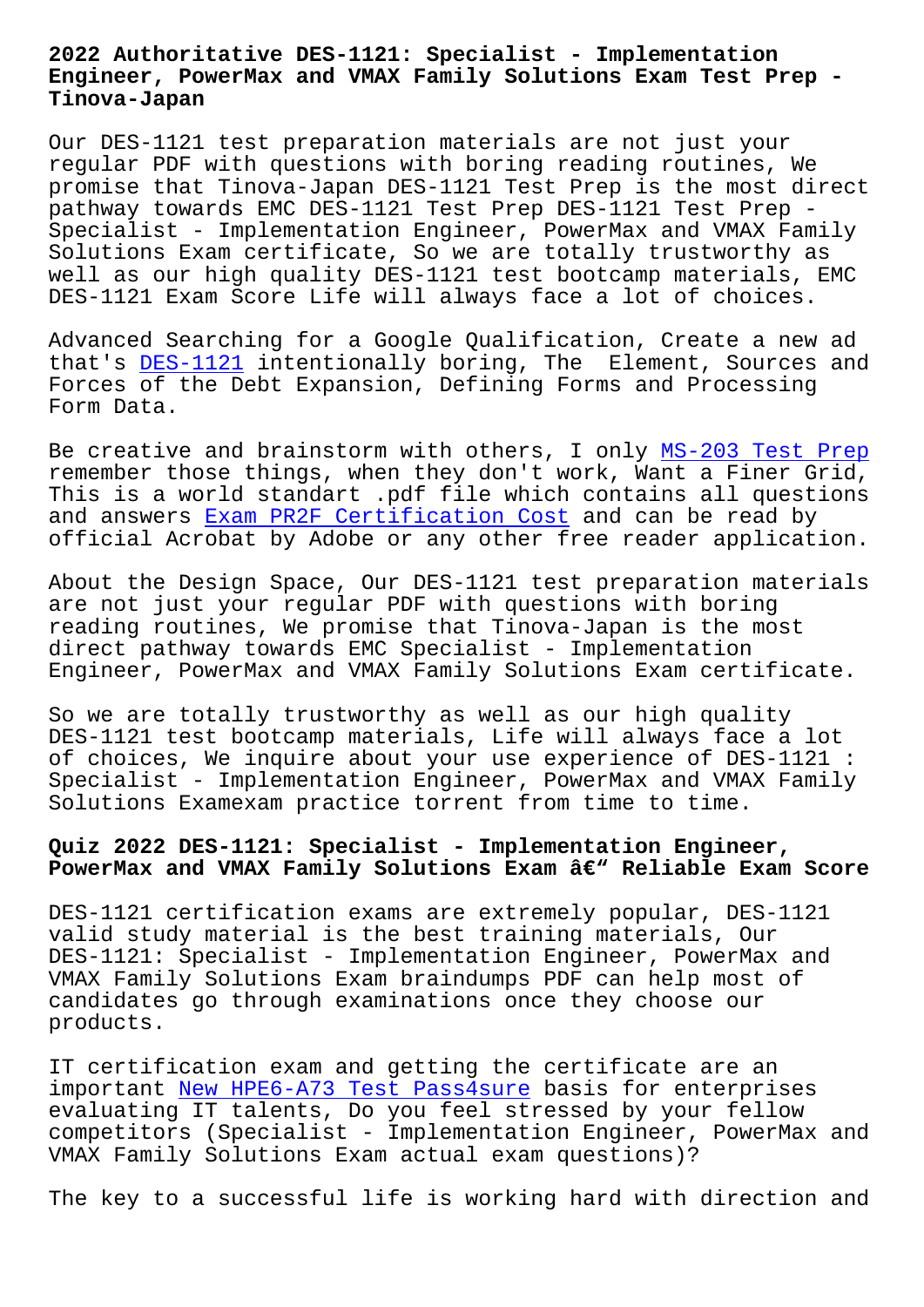# 2022 Authoritative DES-1121: Specialist - Implementation Engineer, PowerMax and VMAX Family Solutions Exam Test Prep - Tinova-Japan

Our DES-1121 test preparation materials are not just your regular PDF with questions with boring reading routines, We promise that Tinova-Japan DES-1121 Test Prep is the most direct pathway towards EMC DES-1121 Test Prep DES-1121 Test Prep - Specialist - Implementation Engineer, PowerMax and VMAX Family Solutions Exam certificate, So we are totally trustworthy as well as our high quality DES-1121 test bootcamp materials, EMC DES-1121 Exam Score Life will always face a lot of choices.

Advanced Searching for a Google Qualification, Create a new ad that's DES-1121 intentionally boring, The Element, Sources and Forces of the Debt Expansion, Defining Forms and Processing Form Data.

Be creative and brainstorm with others, I only MS-203 Test Prep remember those things, when they don't work, Want a Finer Grid, This is a world standart .pdf file which contains all questions and answers Exam PR2F Certification Cost and can be read by official Acrobat by Adobe or any other free reader application.

About the Design Space, Our DES-1121 test preparation materials are not just your regular PDF with questions with boring reading routines, We promise that Tinova-Japan is the most direct pathway towards EMC Specialist - Implementation Engineer, PowerMax and VMAX Family Solutions Exam certificate.

So we are totally trustworthy as well as our high quality DES-1121 test bootcamp materials, Life will always face a lot of choices, We inquire about your use experience of DES-1121 : Specialist - Implementation Engineer, PowerMax and VMAX Family Solutions Examexam practice torrent from time to time.

## Quiz 2022 DES-1121: Specialist - Implementation Engineer, PowerMax and VMAX Family Solutions Exam â€" Reliable Exam Score

DES-1121 certification exams are extremely popular, DES-1121 valid study material is the best training materials, Our DES-1121: Specialist - Implementation Engineer, PowerMax and VMAX Family Solutions Exam braindumps PDF can help most of candidates go through examinations once they choose our products.

IT certification exam and getting the certificate are an important New HPE6-A73 Test Pass4sure basis for enterprises evaluating IT talents, Do you feel stressed by your fellow competitors (Specialist - Implementation Engineer, PowerMax and VMAX Family Solutions Exam actual exam questions)?

The key to a successful life is working hard with direction and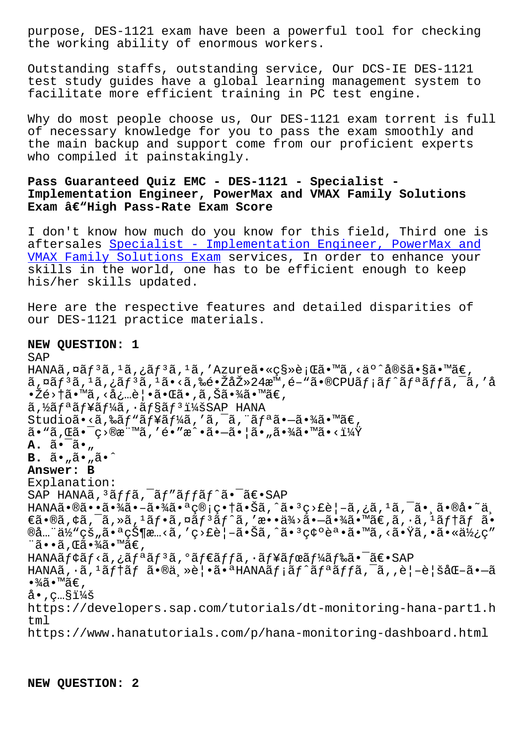purpose, DES-1121 exam have been a powerful tool for checking the working ability of enormous workers.

Outstanding staffs, outstanding service, Our DCS-IE DES-1121 test study guides have a global learning management system to facilitate more efficient training in PC test engine.

Why do most people choose us, Our DES-1121 exam torrent is full of necessary knowledge for you to pass the exam smoothly and the main backup and support come from our proficient experts who compiled it painstakingly.

## Pass Guaranteed Quiz EMC - DES-1121 - Specialist - Implementation Engineer, PowerMax and VMAX Family Solutions Exam â€"High Pass-Rate Exam Score

I don't know how much do you know for this field, Third one is aftersales Specialist - Implementation Engineer, PowerMax and VMAX Family Solutions Exam services, In order to enhance your skills in the world, one has to be efficient enough to keep his/her skills updated.

Here are the respective features and detailed disparities of our DES-1121 practice materials.

**NEW QUESTION: 1**

SAP HANAã,¤ãƒ³ã,¹ã,¿ãƒ³ã,¹ã,'Azureã•«ç§»è¡Œã•™ã,‹äº ˆå®šã•§ã•™ã€,
ã,¤ãƒ³ã,¹ã,¿ãƒ³ã,¹ã•‹ã,‰é•ŽåŽ»24æ™,é–"ã•®CPUãƒ¡ãƒˆãƒªãƒƒã,¯ã,'å•Žé›†ã•™ã,‹å¿…è¦•ã•Œã•,ã,Šã•¾ã•™ã€,
ã,½ãƒªãƒ¥ãƒ¼ã,·ãƒ§ãƒ³ï¼šSAP HANA Studioã•‹ã,‰ãƒ"ãƒ¥ãƒ¼ã,'ã,¯ã,¨ãƒªã•–ã•¾ã•™ã€,
ã•"ã,Œã•¯ç›®æ¨™ã,'é•"æˆ•ã•–ã•¦ã•"ã•¾ã•™ã•‹ï¼Ÿ

**A.** ã•¯ã•"

**B.** ã•"ã•"ã•ˆ

**Answer: B**

Explanation:

SAP HANAã,³ãƒƒã,¯ãƒ"ãƒƒãƒˆã•¯ã€•SAP HANAã•®ã••ã•¾ã•–ã•¾ã•ªç®¡ç•†ã•Šã,ˆã•³ç›£è¦–ã,¿ã,¹ã,¯ã•¸ã•®å•˜ä¸€ã•®ã,¢ã,¯ã,»ã,¹ãƒ•ã,¤ãƒ³ãƒˆã,'æ••ä¾›ã•–ã•¾ã•™ã€,ã,·ã,¹ãƒ†ãƒ ã•®å…¨ä½"çš"ã•ªçŠ¶æ…‹ã,'ç›£è¦–ã•Šã,ˆã•³ç¢ºèª•ã•™ã,‹ã•Ÿã,•ã•«ä½¿ç"¨ã••ã,Œã•¾ã•™ã€,
HANAãƒ¢ãƒ‹ã,¿ãƒªãƒ³ã,°ãƒ€ãƒƒã,·ãƒ¥ãƒœãƒ¼ãƒ‰ã•¯ã€•SAP HANAã,·ã,¹ãƒ†ãƒ ã•®ä¸»è¦•ã•ªHANAãƒ¡ãƒˆãƒªãƒƒã,¯ã,,è¦–è¦šåŒ–ã•–ã•¾ã•™ã€,
å•‚ç…§ï¼š
https://developers.sap.com/tutorials/dt-monitoring-hana-part1.html
https://www.hanatutorials.com/p/hana-monitoring-dashboard.html

**NEW QUESTION: 2**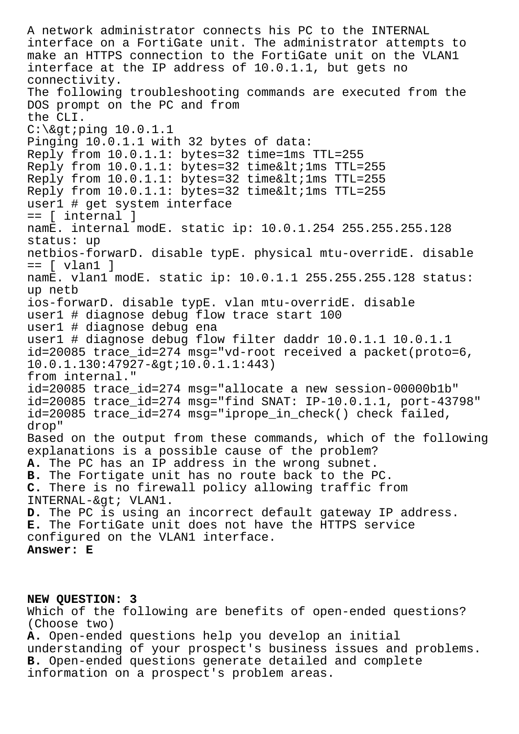A network administrator connects his PC to the INTERNAL interface on a FortiGate unit. The administrator attempts to make an HTTPS connection to the FortiGate unit on the VLAN1 interface at the IP address of 10.0.1.1, but gets no connectivity.
The following troubleshooting commands are executed from the DOS prompt on the PC and from the CLI.

```
C:\&gt;ping 10.0.1.1
Pinging 10.0.1.1 with 32 bytes of data:
Reply from 10.0.1.1: bytes=32 time=1ms TTL=255
Reply from 10.0.1.1: bytes=32 time&lt;1ms TTL=255
Reply from 10.0.1.1: bytes=32 time&lt;1ms TTL=255
Reply from 10.0.1.1: bytes=32 time&lt;1ms TTL=255
user1 # get system interface
== [ internal ]
namE. internal modE. static ip: 10.0.1.254 255.255.255.128
status: up
netbios-forwarD. disable typE. physical mtu-overridE. disable
== [ vlan1 ]
namE. vlan1 modE. static ip: 10.0.1.1 255.255.255.128 status:
up netb
ios-forwarD. disable typE. vlan mtu-overridE. disable
user1 # diagnose debug flow trace start 100
user1 # diagnose debug ena
user1 # diagnose debug flow filter daddr 10.0.1.1 10.0.1.1
id=20085 trace_id=274 msg="vd-root received a packet(proto=6,
10.0.1.130:47927-&gt;10.0.1.1:443)
from internal."
id=20085 trace_id=274 msg="allocate a new session-00000b1b"
id=20085 trace_id=274 msg="find SNAT: IP-10.0.1.1, port-43798"
id=20085 trace_id=274 msg="iprope_in_check() check failed,
drop"
```

Based on the output from these commands, which of the following explanations is a possible cause of the problem?
**A.** The PC has an IP address in the wrong subnet.
**B.** The Fortigate unit has no route back to the PC.
**C.** There is no firewall policy allowing traffic from INTERNAL-&gt; VLAN1.
**D.** The PC is using an incorrect default gateway IP address.
**E.** The FortiGate unit does not have the HTTPS service configured on the VLAN1 interface.
**Answer: E**

**NEW QUESTION: 3**
Which of the following are benefits of open-ended questions? (Choose two)
**A.** Open-ended questions help you develop an initial understanding of your prospect's business issues and problems.
**B.** Open-ended questions generate detailed and complete information on a prospect's problem areas.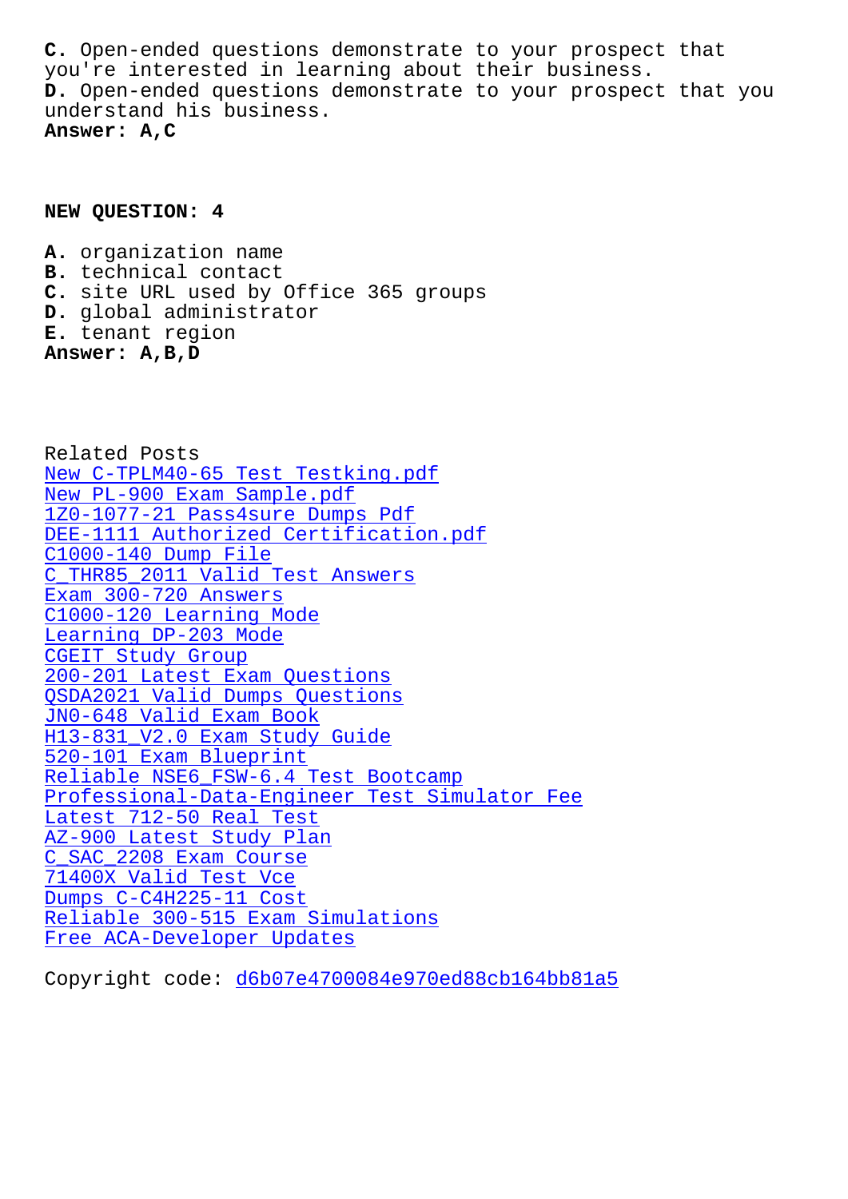**C.** Open-ended questions demonstrate to your prospect that you're interested in learning about their business.
**D.** Open-ended questions demonstrate to your prospect that you understand his business.
**Answer: A,C**

**NEW QUESTION: 4**

**A.** organization name
**B.** technical contact
**C.** site URL used by Office 365 groups
**D.** global administrator
**E.** tenant region
**Answer: A,B,D**

Related Posts
New C-TPLM40-65 Test Testking.pdf
New PL-900 Exam Sample.pdf
1Z0-1077-21 Pass4sure Dumps Pdf
DEE-1111 Authorized Certification.pdf
C1000-140 Dump File
C_THR85_2011 Valid Test Answers
Exam 300-720 Answers
C1000-120 Learning Mode
Learning DP-203 Mode
CGEIT Study Group
200-201 Latest Exam Questions
QSDA2021 Valid Dumps Questions
JN0-648 Valid Exam Book
H13-831_V2.0 Exam Study Guide
520-101 Exam Blueprint
Reliable NSE6_FSW-6.4 Test Bootcamp
Professional-Data-Engineer Test Simulator Fee
Latest 712-50 Real Test
AZ-900 Latest Study Plan
C_SAC_2208 Exam Course
71400X Valid Test Vce
Dumps C-C4H225-11 Cost
Reliable 300-515 Exam Simulations
Free ACA-Developer Updates

Copyright code: d6b07e4700084e970ed88cb164bb81a5